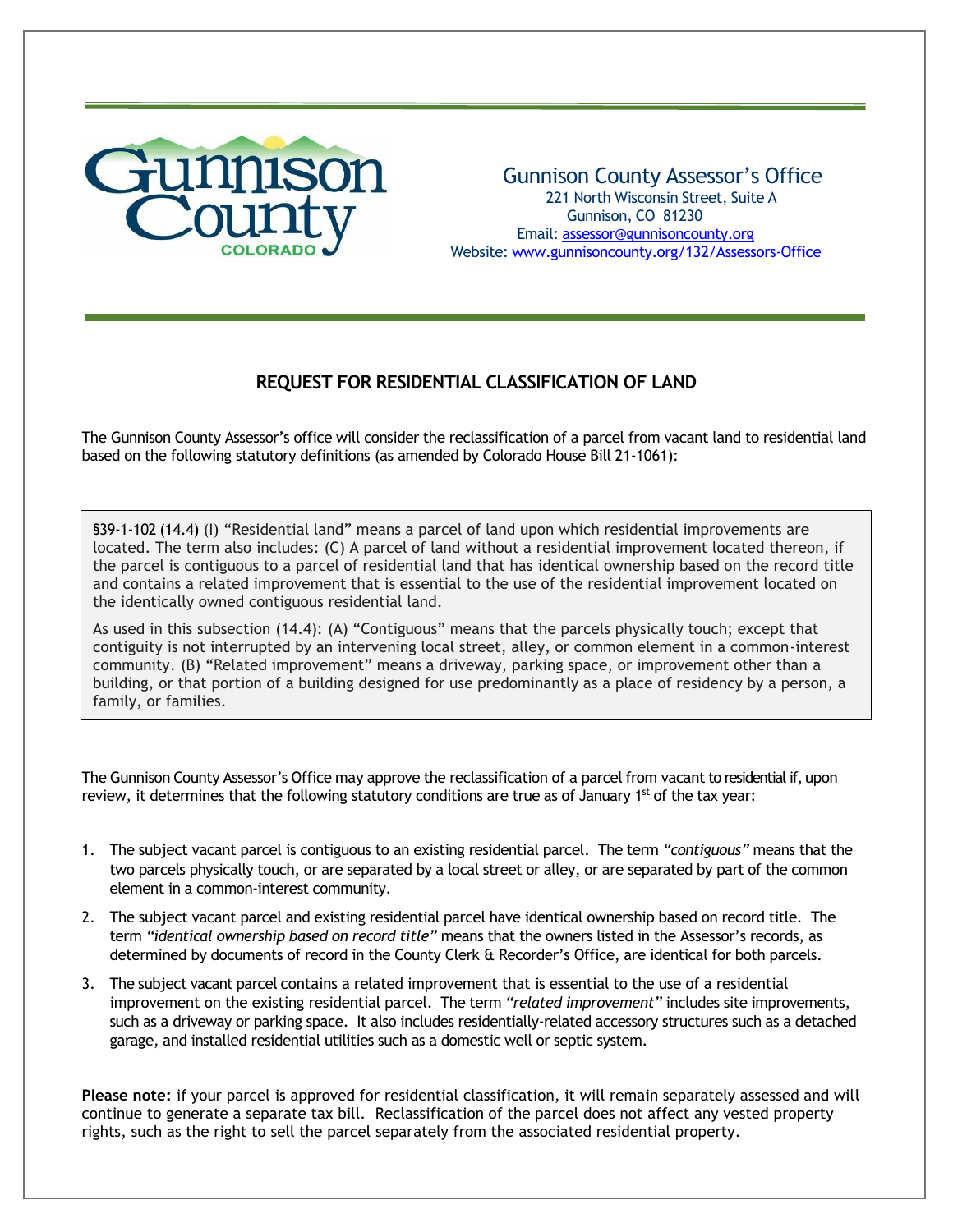Gunnison County Assessor's Office
221 North Wisconsin Street, Suite A
Gunnison, CO 81230
Email: assessor@gunnisoncounty.org
Website: www.gunnisoncounty.org/132/Assessors-Office

## REQUEST FOR RESIDENTIAL CLASSIFICATION OF LAND

The Gunnison County Assessor's office will consider the reclassification of a parcel from vacant land to residential land based on the following statutory definitions (as amended by Colorado House Bill 21-1061):

> §39-1-102 (14.4) (I) "Residential land" means a parcel of land upon which residential improvements are located. The term also includes: (C) A parcel of land without a residential improvement located thereon, if the parcel is contiguous to a parcel of residential land that has identical ownership based on the record title and contains a related improvement that is essential to the use of the residential improvement located on the identically owned contiguous residential land.
>
> As used in this subsection (14.4): (A) "Contiguous" means that the parcels physically touch; except that contiguity is not interrupted by an intervening local street, alley, or common element in a common-interest community. (B) "Related improvement" means a driveway, parking space, or improvement other than a building, or that portion of a building designed for use predominantly as a place of residency by a person, a family, or families.

The Gunnison County Assessor's Office may approve the reclassification of a parcel from vacant to residential if, upon review, it determines that the following statutory conditions are true as of January 1st of the tax year:

1. The subject vacant parcel is contiguous to an existing residential parcel. The term *"contiguous"* means that the two parcels physically touch, or are separated by a local street or alley, or are separated by part of the common element in a common-interest community.
2. The subject vacant parcel and existing residential parcel have identical ownership based on record title. The term *"identical ownership based on record title"* means that the owners listed in the Assessor's records, as determined by documents of record in the County Clerk & Recorder's Office, are identical for both parcels.
3. The subject vacant parcel contains a related improvement that is essential to the use of a residential improvement on the existing residential parcel. The term *"related improvement"* includes site improvements, such as a driveway or parking space. It also includes residentially-related accessory structures such as a detached garage, and installed residential utilities such as a domestic well or septic system.

**Please note:** if your parcel is approved for residential classification, it will remain separately assessed and will continue to generate a separate tax bill. Reclassification of the parcel does not affect any vested property rights, such as the right to sell the parcel separately from the associated residential property.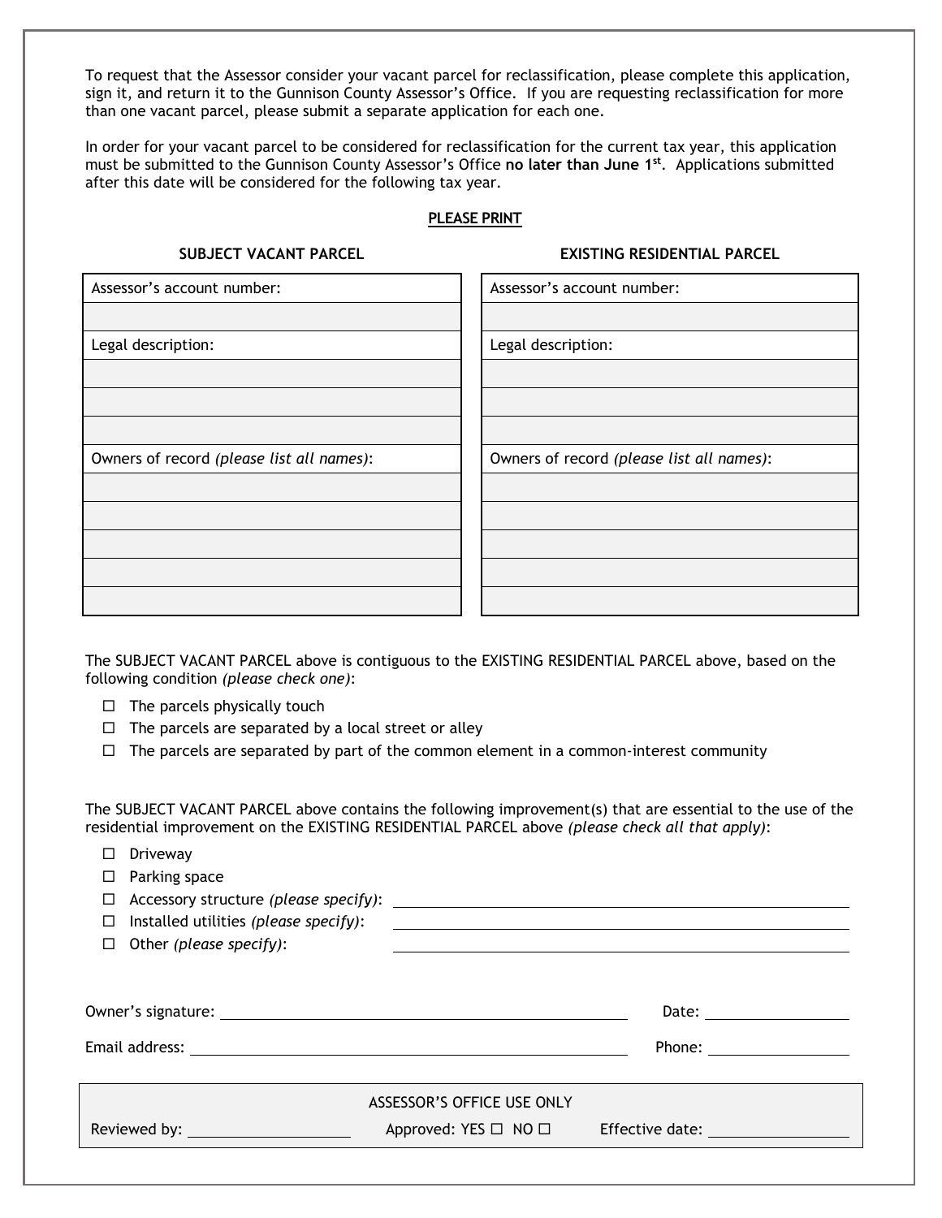To request that the Assessor consider your vacant parcel for reclassification, please complete this application, sign it, and return it to the Gunnison County Assessor's Office. If you are requesting reclassification for more than one vacant parcel, please submit a separate application for each one.

In order for your vacant parcel to be considered for reclassification for the current tax year, this application must be submitted to the Gunnison County Assessor's Office **no later than June 1st**. Applications submitted after this date will be considered for the following tax year.

**PLEASE PRINT**

| SUBJECT VACANT PARCEL | EXISTING RESIDENTIAL PARCEL |
|---|---|
| Assessor's account number: | Assessor's account number: |
| | |
| Legal description: | Legal description: |
| | |
| | |
| | |
| Owners of record *(please list all names)*: | Owners of record *(please list all names)*: |
| | |
| | |
| | |
| | |
| | |

The SUBJECT VACANT PARCEL above is contiguous to the EXISTING RESIDENTIAL PARCEL above, based on the following condition *(please check one)*:

- ☐ The parcels physically touch
- ☐ The parcels are separated by a local street or alley
- ☐ The parcels are separated by part of the common element in a common-interest community

The SUBJECT VACANT PARCEL above contains the following improvement(s) that are essential to the use of the residential improvement on the EXISTING RESIDENTIAL PARCEL above *(please check all that apply)*:

- ☐ Driveway
- ☐ Parking space
- ☐ Accessory structure *(please specify)*: ____________________
- ☐ Installed utilities *(please specify)*: ____________________
- ☐ Other *(please specify)*: ____________________

Owner's signature: ______________________________ Date: ______________

Email address: ______________________________ Phone: ______________

ASSESSOR'S OFFICE USE ONLY

Reviewed by: ______________ Approved: YES ☐ NO ☐ Effective date: ______________